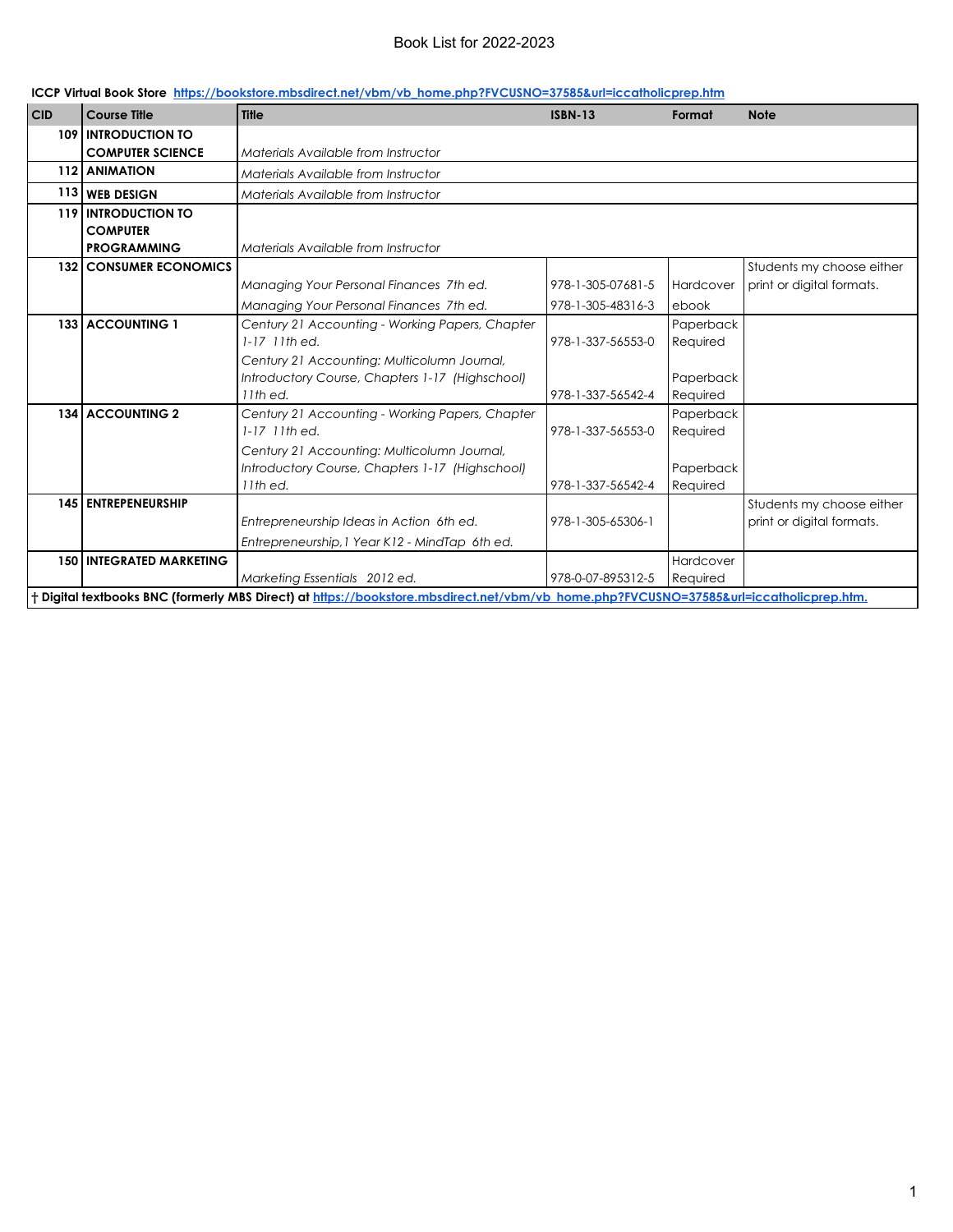# Book List for 2022-2023

**ICCP Virtual Book Store** https://bookstore.mbsdirect.net/vbm/vb_home.php?FVCUSNO=37585&url=iccatholicprep.htm

| CID | Course Title | Title | ISBN-13 | Format | Note |
|---|---|---|---|---|---|
| 109 | **INTRODUCTION TO COMPUTER SCIENCE** | *Materials Available from Instructor* | | | |
| 112 | **ANIMATION** | *Materials Available from Instructor* | | | |
| 113 | **WEB DESIGN** | *Materials Available from Instructor* | | | |
| 119 | **INTRODUCTION TO COMPUTER PROGRAMMING** | *Materials Available from Instructor* | | | |
| 132 | **CONSUMER ECONOMICS** | *Managing Your Personal Finances 7th ed.* | 978-1-305-07681-5 | Hardcover | Students my choose either print or digital formats. |
| | | *Managing Your Personal Finances 7th ed.* | 978-1-305-48316-3 | ebook | |
| 133 | **ACCOUNTING 1** | *Century 21 Accounting - Working Papers, Chapter 1-17 11th ed.* | 978-1-337-56553-0 | Paperback Required | |
| | | *Century 21 Accounting: Multicolumn Journal, Introductory Course, Chapters 1-17 (Highschool) 11th ed.* | 978-1-337-56542-4 | Paperback Required | |
| 134 | **ACCOUNTING 2** | *Century 21 Accounting - Working Papers, Chapter 1-17 11th ed.* | 978-1-337-56553-0 | Paperback Required | |
| | | *Century 21 Accounting: Multicolumn Journal, Introductory Course, Chapters 1-17 (Highschool) 11th ed.* | 978-1-337-56542-4 | Paperback Required | |
| 145 | **ENTREPENEURSHIP** | *Entrepreneurship Ideas in Action 6th ed.* | 978-1-305-65306-1 | | Students my choose either print or digital formats. |
| | | *Entrepreneurship,1 Year K12 - MindTap 6th ed.* | | | |
| 150 | **INTEGRATED MARKETING** | *Marketing Essentials 2012 ed.* | 978-0-07-895312-5 | Hardcover Required | |

**† Digital textbooks BNC (formerly MBS Direct) at** https://bookstore.mbsdirect.net/vbm/vb_home.php?FVCUSNO=37585&url=iccatholicprep.htm.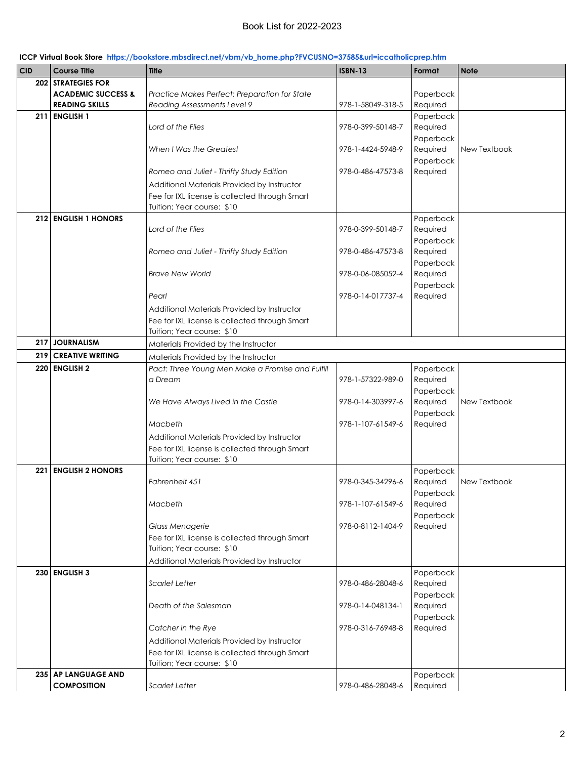# Book List for 2022-2023

**ICCP Virtual Book Store** [https://bookstore.mbsdirect.net/vbm/vb_home.php?FVCUSNO=37585&url=iccatholicprep.htm](https://bookstore.mbsdirect.net/vbm/vb_home.php?FVCUSNO=37585&url=iccatholicprep.htm)

| CID | Course Title | Title | ISBN-13 | Format | Note |
|---|---|---|---|---|---|
| 202 | **STRATEGIES FOR ACADEMIC SUCCESS & READING SKILLS** | *Practice Makes Perfect: Preparation for State Reading Assessments Level 9* | 978-1-58049-318-5 | Paperback Required | |
| 211 | **ENGLISH 1** | *Lord of the Flies* | 978-0-399-50148-7 | Paperback Required | |
| | | *When I Was the Greatest* | 978-1-4424-5948-9 | Paperback Required | New Textbook |
| | | *Romeo and Juliet - Thrifty Study Edition* | 978-0-486-47573-8 | Paperback Required | |
| | | Additional Materials Provided by Instructor | | | |
| | | Fee for IXL license is collected through Smart Tuition; Year course: $10 | | | |
| 212 | **ENGLISH 1 HONORS** | *Lord of the Flies* | 978-0-399-50148-7 | Paperback Required | |
| | | *Romeo and Juliet - Thrifty Study Edition* | 978-0-486-47573-8 | Paperback Required | |
| | | *Brave New World* | 978-0-06-085052-4 | Paperback Required | |
| | | *Pearl* | 978-0-14-017737-4 | Paperback Required | |
| | | Additional Materials Provided by Instructor | | | |
| | | Fee for IXL license is collected through Smart Tuition; Year course: $10 | | | |
| 217 | **JOURNALISM** | Materials Provided by the Instructor | | | |
| 219 | **CREATIVE WRITING** | Materials Provided by the Instructor | | | |
| 220 | **ENGLISH 2** | *Pact: Three Young Men Make a Promise and Fulfill a Dream* | 978-1-57322-989-0 | Paperback Required | |
| | | *We Have Always Lived in the Castle* | 978-0-14-303997-6 | Paperback Required | New Textbook |
| | | *Macbeth* | 978-1-107-61549-6 | Paperback Required | |
| | | Additional Materials Provided by Instructor | | | |
| | | Fee for IXL license is collected through Smart Tuition; Year course: $10 | | | |
| 221 | **ENGLISH 2 HONORS** | *Fahrenheit 451* | 978-0-345-34296-6 | Paperback Required | New Textbook |
| | | *Macbeth* | 978-1-107-61549-6 | Paperback Required | |
| | | *Glass Menagerie* | 978-0-8112-1404-9 | Paperback Required | |
| | | Fee for IXL license is collected through Smart Tuition; Year course: $10 | | | |
| | | Additional Materials Provided by Instructor | | | |
| 230 | **ENGLISH 3** | *Scarlet Letter* | 978-0-486-28048-6 | Paperback Required | |
| | | *Death of the Salesman* | 978-0-14-048134-1 | Paperback Required | |
| | | *Catcher in the Rye* | 978-0-316-76948-8 | Paperback Required | |
| | | Additional Materials Provided by Instructor | | | |
| | | Fee for IXL license is collected through Smart Tuition; Year course: $10 | | | |
| 235 | **AP LANGUAGE AND COMPOSITION** | *Scarlet Letter* | 978-0-486-28048-6 | Paperback Required | |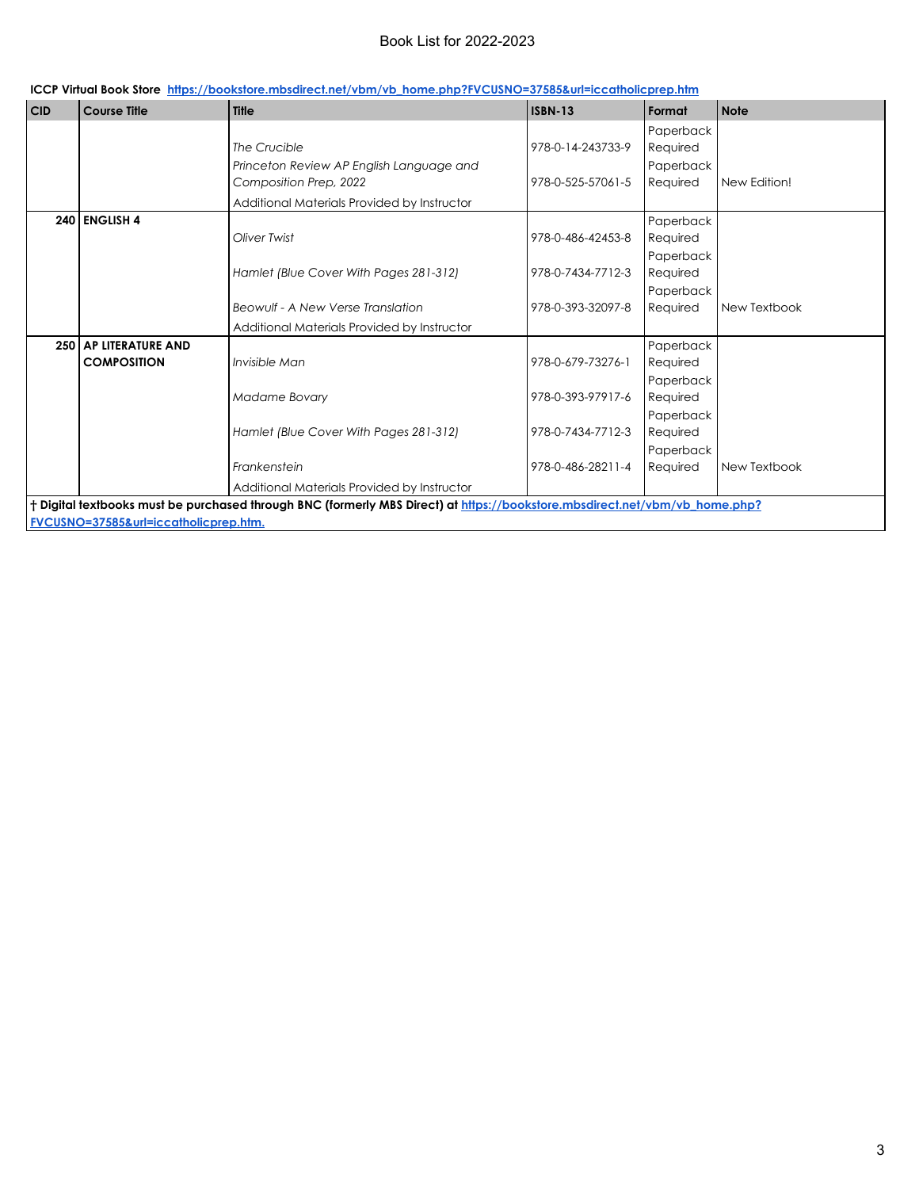# Book List for 2022-2023

**ICCP Virtual Book Store** [https://bookstore.mbsdirect.net/vbm/vb_home.php?FVCUSNO=37585&url=iccatholicprep.htm](https://bookstore.mbsdirect.net/vbm/vb_home.php?FVCUSNO=37585&url=iccatholicprep.htm)

| CID | Course Title | Title | ISBN-13 | Format | Note |
|---|---|---|---|---|---|
| | | *The Crucible* | 978-0-14-243733-9 | Paperback Required | |
| | | *Princeton Review AP English Language and Composition Prep, 2022* | 978-0-525-57061-5 | Paperback Required | New Edition! |
| | | Additional Materials Provided by Instructor | | | |
| 240 | **ENGLISH 4** | *Oliver Twist* | 978-0-486-42453-8 | Paperback Required | |
| | | *Hamlet (Blue Cover With Pages 281-312)* | 978-0-7434-7712-3 | Paperback Required | |
| | | *Beowulf - A New Verse Translation* | 978-0-393-32097-8 | Paperback Required | New Textbook |
| | | Additional Materials Provided by Instructor | | | |
| 250 | **AP LITERATURE AND COMPOSITION** | *Invisible Man* | 978-0-679-73276-1 | Paperback Required | |
| | | *Madame Bovary* | 978-0-393-97917-6 | Paperback Required | |
| | | *Hamlet (Blue Cover With Pages 281-312)* | 978-0-7434-7712-3 | Paperback Required | |
| | | *Frankenstein* | 978-0-486-28211-4 | Paperback Required | New Textbook |
| | | Additional Materials Provided by Instructor | | | |

**† Digital textbooks must be purchased through BNC (formerly MBS Direct) at [https://bookstore.mbsdirect.net/vbm/vb_home.php?FVCUSNO=37585&url=iccatholicprep.htm.](https://bookstore.mbsdirect.net/vbm/vb_home.php?FVCUSNO=37585&url=iccatholicprep.htm)**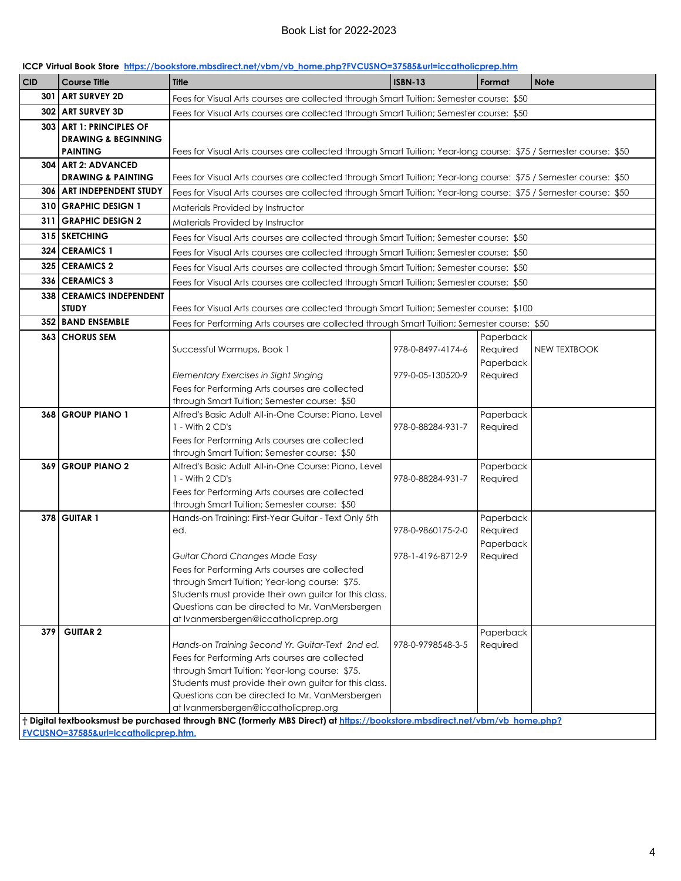# Book List for 2022-2023

**ICCP Virtual Book Store** https://bookstore.mbsdirect.net/vbm/vb_home.php?FVCUSNO=37585&url=iccatholicprep.htm

| CID | Course Title | Title | ISBN-13 | Format | Note |
|---|---|---|---|---|---|
| 301 | **ART SURVEY 2D** | Fees for Visual Arts courses are collected through Smart Tuition; Semester course: $50 | | | |
| 302 | **ART SURVEY 3D** | Fees for Visual Arts courses are collected through Smart Tuition; Semester course: $50 | | | |
| 303 | **ART 1: PRINCIPLES OF DRAWING & BEGINNING PAINTING** | Fees for Visual Arts courses are collected through Smart Tuition; Year-long course: $75 / Semester course: $50 | | | |
| 304 | **ART 2: ADVANCED DRAWING & PAINTING** | Fees for Visual Arts courses are collected through Smart Tuition; Year-long course: $75 / Semester course: $50 | | | |
| 306 | **ART INDEPENDENT STUDY** | Fees for Visual Arts courses are collected through Smart Tuition; Year-long course: $75 / Semester course: $50 | | | |
| 310 | **GRAPHIC DESIGN 1** | Materials Provided by Instructor | | | |
| 311 | **GRAPHIC DESIGN 2** | Materials Provided by Instructor | | | |
| 315 | **SKETCHING** | Fees for Visual Arts courses are collected through Smart Tuition; Semester course: $50 | | | |
| 324 | **CERAMICS 1** | Fees for Visual Arts courses are collected through Smart Tuition; Semester course: $50 | | | |
| 325 | **CERAMICS 2** | Fees for Visual Arts courses are collected through Smart Tuition; Semester course: $50 | | | |
| 336 | **CERAMICS 3** | Fees for Visual Arts courses are collected through Smart Tuition; Semester course: $50 | | | |
| 338 | **CERAMICS INDEPENDENT STUDY** | Fees for Visual Arts courses are collected through Smart Tuition; Semester course: $100 | | | |
| 352 | **BAND ENSEMBLE** | Fees for Performing Arts courses are collected through Smart Tuition; Semester course: $50 | | | |
| 363 | **CHORUS SEM** | Successful Warmups, Book 1 | 978-0-8497-4174-6 | Paperback Required | NEW TEXTBOOK |
| | | *Elementary Exercises in Sight Singing* | 979-0-05-130520-9 | Paperback Required | |
| | | Fees for Performing Arts courses are collected through Smart Tuition; Semester course: $50 | | | |
| 368 | **GROUP PIANO 1** | Alfred's Basic Adult All-in-One Course: Piano, Level 1 - With 2 CD's | 978-0-88284-931-7 | Paperback Required | |
| | | Fees for Performing Arts courses are collected through Smart Tuition; Semester course: $50 | | | |
| 369 | **GROUP PIANO 2** | Alfred's Basic Adult All-in-One Course: Piano, Level 1 - With 2 CD's | 978-0-88284-931-7 | Paperback Required | |
| | | Fees for Performing Arts courses are collected through Smart Tuition; Semester course: $50 | | | |
| 378 | **GUITAR 1** | Hands-on Training: First-Year Guitar - Text Only 5th ed. | 978-0-9860175-2-0 | Paperback Required | |
| | | *Guitar Chord Changes Made Easy* | 978-1-4196-8712-9 | Paperback Required | |
| | | Fees for Performing Arts courses are collected through Smart Tuition; Year-long course: $75. Students must provide their own guitar for this class. Questions can be directed to Mr. VanMersbergen at lvanmersbergen@iccatholicprep.org | | | |
| 379 | **GUITAR 2** | *Hands-on Training Second Yr. Guitar-Text 2nd ed.* | 978-0-9798548-3-5 | Paperback Required | |
| | | Fees for Performing Arts courses are collected through Smart Tuition; Year-long course: $75. Students must provide their own guitar for this class. Questions can be directed to Mr. VanMersbergen at lvanmersbergen@iccatholicprep.org | | | |

**† Digital textbooksmust be purchased through BNC (formerly MBS Direct) at** https://bookstore.mbsdirect.net/vbm/vb_home.php?FVCUSNO=37585&url=iccatholicprep.htm.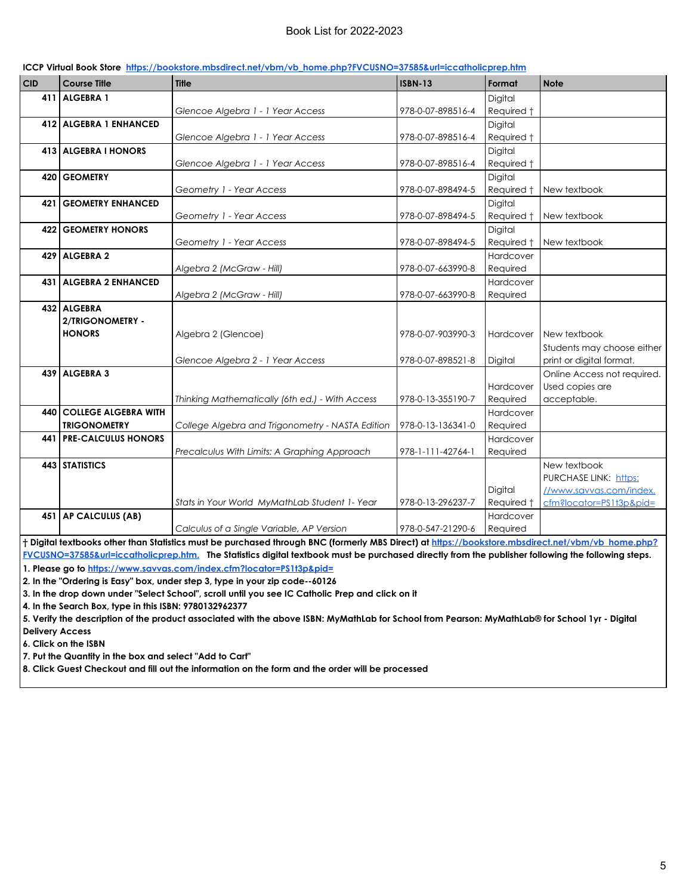# Book List for 2022-2023

**ICCP Virtual Book Store** https://bookstore.mbsdirect.net/vbm/vb_home.php?FVCUSNO=37585&url=iccatholicprep.htm

| CID | Course Title | Title | ISBN-13 | Format | Note |
|---|---|---|---|---|---|
| 411 | **ALGEBRA 1** | *Glencoe Algebra 1 - 1 Year Access* | 978-0-07-898516-4 | Digital Required † | |
| 412 | **ALGEBRA 1 ENHANCED** | *Glencoe Algebra 1 - 1 Year Access* | 978-0-07-898516-4 | Digital Required † | |
| 413 | **ALGEBRA I HONORS** | *Glencoe Algebra 1 - 1 Year Access* | 978-0-07-898516-4 | Digital Required † | |
| 420 | **GEOMETRY** | *Geometry 1 - Year Access* | 978-0-07-898494-5 | Digital Required † | New textbook |
| 421 | **GEOMETRY ENHANCED** | *Geometry 1 - Year Access* | 978-0-07-898494-5 | Digital Required † | New textbook |
| 422 | **GEOMETRY HONORS** | *Geometry 1 - Year Access* | 978-0-07-898494-5 | Digital Required † | New textbook |
| 429 | **ALGEBRA 2** | *Algebra 2 (McGraw - Hill)* | 978-0-07-663990-8 | Hardcover Required | |
| 431 | **ALGEBRA 2 ENHANCED** | *Algebra 2 (McGraw - Hill)* | 978-0-07-663990-8 | Hardcover Required | |
| 432 | **ALGEBRA 2/TRIGONOMETRY - HONORS** | Algebra 2 (Glencoe) | 978-0-07-903990-3 | Hardcover | New textbook |
| | | *Glencoe Algebra 2 - 1 Year Access* | 978-0-07-898521-8 | Digital | Students may choose either print or digital format. |
| 439 | **ALGEBRA 3** | *Thinking Mathematically (6th ed.) - With Access* | 978-0-13-355190-7 | Hardcover Required | Online Access not required. Used copies are acceptable. |
| 440 | **COLLEGE ALGEBRA WITH TRIGONOMETRY** | *College Algebra and Trigonometry - NASTA Edition* | 978-0-13-136341-0 | Hardcover Required | |
| 441 | **PRE-CALCULUS HONORS** | *Precalculus With Limits: A Graphing Approach* | 978-1-111-42764-1 | Hardcover Required | |
| 443 | **STATISTICS** | *Stats in Your World MyMathLab Student 1- Year* | 978-0-13-296237-7 | Digital Required † | New textbook PURCHASE LINK: https://www.savvas.com/index.cfm?locator=PS1t3p&pid= |
| 451 | **AP CALCULUS (AB)** | *Calculus of a Single Variable, AP Version* | 978-0-547-21290-6 | Hardcover Required | |

**† Digital textbooks other than Statistics must be purchased through BNC (formerly MBS Direct) at https://bookstore.mbsdirect.net/vbm/vb_home.php?FVCUSNO=37585&url=iccatholicprep.htm. The Statistics digital textbook must be purchased directly from the publisher following the following steps.**

**1. Please go to https://www.savvas.com/index.cfm?locator=PS1t3p&pid=**
**2. In the "Ordering is Easy" box, under step 3, type in your zip code--60126**
**3. In the drop down under "Select School", scroll until you see IC Catholic Prep and click on it**
**4. In the Search Box, type in this ISBN: 9780132962377**
**5. Verify the description of the product associated with the above ISBN: MyMathLab for School from Pearson: MyMathLab® for School 1yr - Digital Delivery Access**
**6. Click on the ISBN**
**7. Put the Quantity in the box and select "Add to Cart"**
**8. Click Guest Checkout and fill out the information on the form and the order will be processed**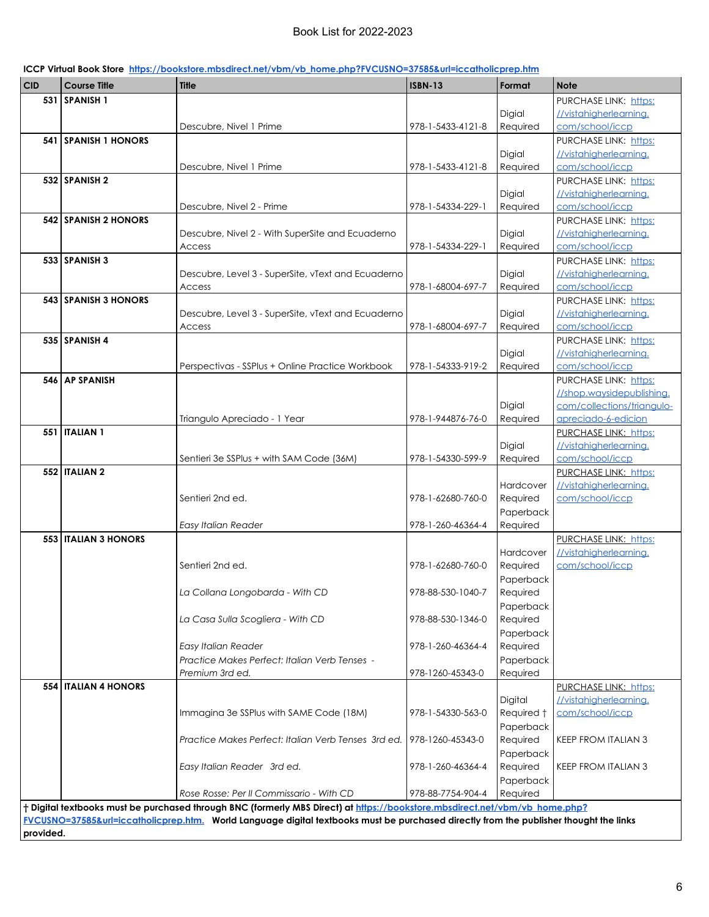# Book List for 2022-2023

**ICCP Virtual Book Store** [https://bookstore.mbsdirect.net/vbm/vb_home.php?FVCUSNO=37585&url=iccatholicprep.htm](https://bookstore.mbsdirect.net/vbm/vb_home.php?FVCUSNO=37585&url=iccatholicprep.htm)

| CID | Course Title | Title | ISBN-13 | Format | Note |
|---|---|---|---|---|---|
| 531 | SPANISH 1 | Descubre, Nivel 1 Prime | 978-1-5433-4121-8 | Digial Required | PURCHASE LINK: https://vistahigherlearning.com/school/iccp |
| 541 | SPANISH 1 HONORS | Descubre, Nivel 1 Prime | 978-1-5433-4121-8 | Digial Required | PURCHASE LINK: https://vistahigherlearning.com/school/iccp |
| 532 | SPANISH 2 | Descubre, Nivel 2 - Prime | 978-1-54334-229-1 | Digial Required | PURCHASE LINK: https://vistahigherlearning.com/school/iccp |
| 542 | SPANISH 2 HONORS | Descubre, Nivel 2 - With SuperSite and Ecuaderno Access | 978-1-54334-229-1 | Digial Required | PURCHASE LINK: https://vistahigherlearning.com/school/iccp |
| 533 | SPANISH 3 | Descubre, Level 3 - SuperSite, vText and Ecuaderno Access | 978-1-68004-697-7 | Digial Required | PURCHASE LINK: https://vistahigherlearning.com/school/iccp |
| 543 | SPANISH 3 HONORS | Descubre, Level 3 - SuperSite, vText and Ecuaderno Access | 978-1-68004-697-7 | Digial Required | PURCHASE LINK: https://vistahigherlearning.com/school/iccp |
| 535 | SPANISH 4 | Perspectivas - SSPlus + Online Practice Workbook | 978-1-54333-919-2 | Digial Required | PURCHASE LINK: https://vistahigherlearning.com/school/iccp |
| 546 | AP SPANISH | Triangulo Apreciado - 1 Year | 978-1-944876-76-0 | Digial Required | PURCHASE LINK: https://shop.waysidepublishing.com/collections/triangulo-apreciado-6-edicion |
| 551 | ITALIAN 1 | Sentieri 3e SSPlus + with SAM Code (36M) | 978-1-54330-599-9 | Digial Required | PURCHASE LINK: https://vistahigherlearning.com/school/iccp |
| 552 | ITALIAN 2 | Sentieri 2nd ed. | 978-1-62680-760-0 | Hardcover Required | PURCHASE LINK: https://vistahigherlearning.com/school/iccp |
| | | *Easy Italian Reader* | 978-1-260-46364-4 | Paperback Required | |
| 553 | ITALIAN 3 HONORS | Sentieri 2nd ed. | 978-1-62680-760-0 | Hardcover Required | PURCHASE LINK: https://vistahigherlearning.com/school/iccp |
| | | *La Collana Longobarda - With CD* | 978-88-530-1040-7 | Paperback Required | |
| | | *La Casa Sulla Scogliera - With CD* | 978-88-530-1346-0 | Paperback Required | |
| | | *Easy Italian Reader* | 978-1-260-46364-4 | Paperback Required | |
| | | *Practice Makes Perfect: Italian Verb Tenses - Premium 3rd ed.* | 978-1260-45343-0 | Paperback Required | |
| 554 | ITALIAN 4 HONORS | Immagina 3e SSPlus with SAME Code (18M) | 978-1-54330-563-0 | Digital Required † | PURCHASE LINK: https://vistahigherlearning.com/school/iccp |
| | | *Practice Makes Perfect: Italian Verb Tenses 3rd ed.* | 978-1260-45343-0 | Paperback Required | KEEP FROM ITALIAN 3 |
| | | *Easy Italian Reader 3rd ed.* | 978-1-260-46364-4 | Paperback Required | KEEP FROM ITALIAN 3 |
| | | *Rose Rosse: Per Il Commissario - With CD* | 978-88-7754-904-4 | Paperback Required | |

**† Digital textbooks must be purchased through BNC (formerly MBS Direct) at [https://bookstore.mbsdirect.net/vbm/vb_home.php?FVCUSNO=37585&url=iccatholicprep.htm](https://bookstore.mbsdirect.net/vbm/vb_home.php?FVCUSNO=37585&url=iccatholicprep.htm). World Language digital textbooks must be purchased directly from the publisher thought the links provided.**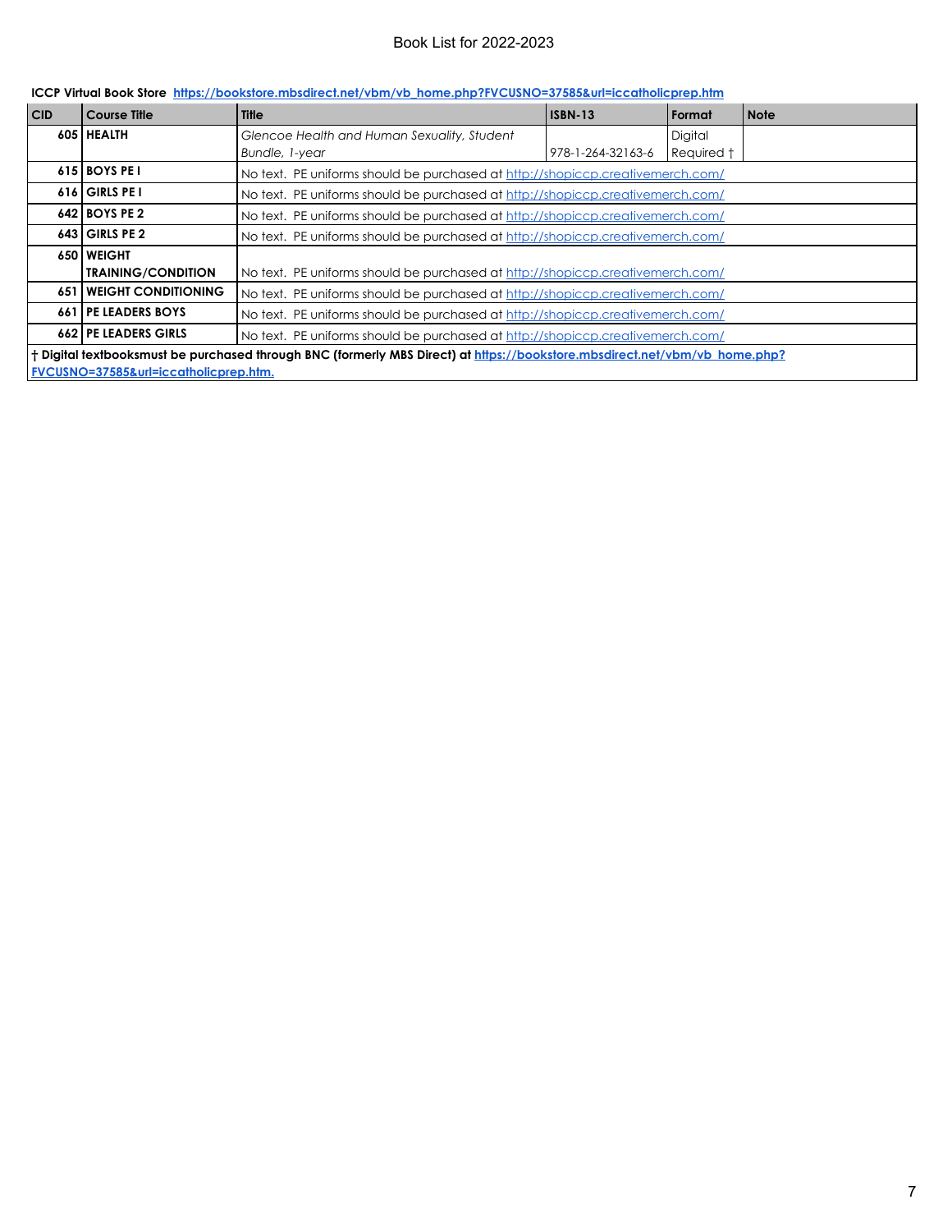Book List for 2022-2023

**ICCP Virtual Book Store** **https://bookstore.mbsdirect.net/vbm/vb_home.php?FVCUSNO=37585&url=iccatholicprep.htm**

| CID | Course Title | Title | ISBN-13 | Format | Note |
|---|---|---|---|---|---|
| **605** | **HEALTH** | *Glencoe Health and Human Sexuality, Student Bundle, 1-year* | 978-1-264-32163-6 | Digital Required † | |
| **615** | **BOYS PE I** | No text. PE uniforms should be purchased at http://shopiccp.creativemerch.com/ | | | |
| **616** | **GIRLS PE I** | No text. PE uniforms should be purchased at http://shopiccp.creativemerch.com/ | | | |
| **642** | **BOYS PE 2** | No text. PE uniforms should be purchased at http://shopiccp.creativemerch.com/ | | | |
| **643** | **GIRLS PE 2** | No text. PE uniforms should be purchased at http://shopiccp.creativemerch.com/ | | | |
| **650** | **WEIGHT TRAINING/CONDITION** | No text. PE uniforms should be purchased at http://shopiccp.creativemerch.com/ | | | |
| **651** | **WEIGHT CONDITIONING** | No text. PE uniforms should be purchased at http://shopiccp.creativemerch.com/ | | | |
| **661** | **PE LEADERS BOYS** | No text. PE uniforms should be purchased at http://shopiccp.creativemerch.com/ | | | |
| **662** | **PE LEADERS GIRLS** | No text. PE uniforms should be purchased at http://shopiccp.creativemerch.com/ | | | |

**† Digital textbooksmust be purchased through BNC (formerly MBS Direct) at https://bookstore.mbsdirect.net/vbm/vb_home.php?FVCUSNO=37585&url=iccatholicprep.htm.**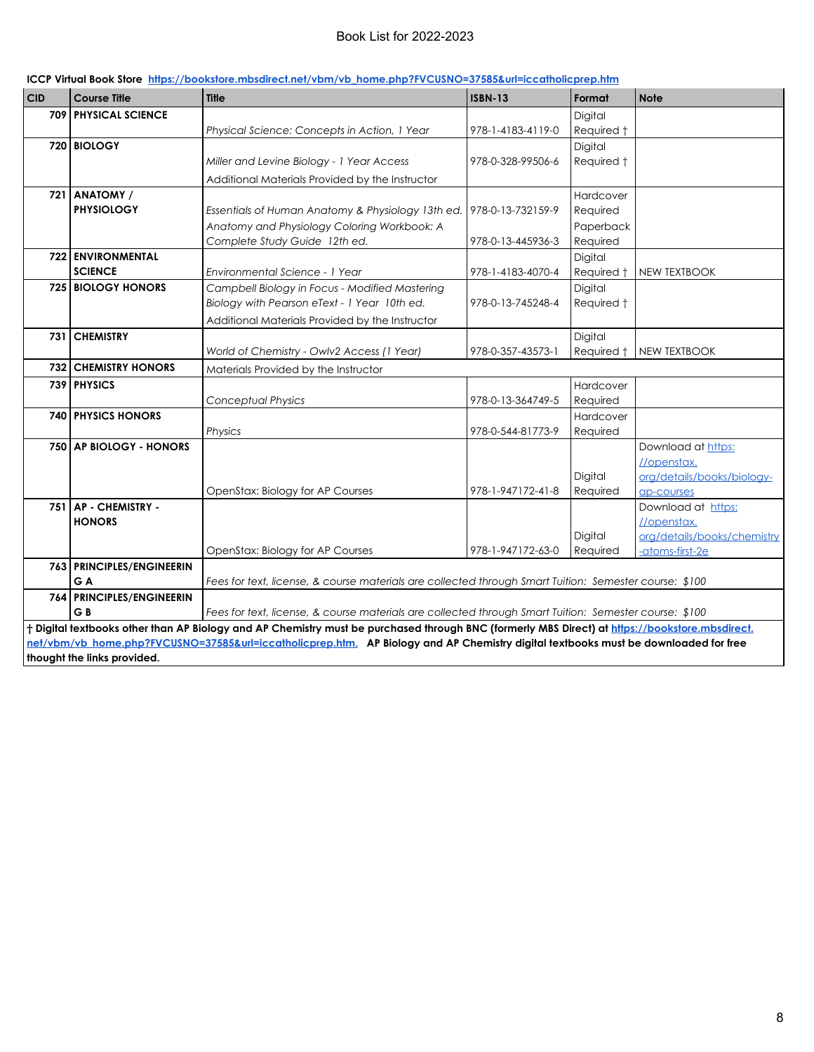# Book List for 2022-2023

**ICCP Virtual Book Store** https://bookstore.mbsdirect.net/vbm/vb_home.php?FVCUSNO=37585&url=iccatholicprep.htm

| CID | Course Title | Title | ISBN-13 | Format | Note |
|---|---|---|---|---|---|
| 709 | **PHYSICAL SCIENCE** | *Physical Science: Concepts in Action, 1 Year* | 978-1-4183-4119-0 | Digital Required † | |
| 720 | **BIOLOGY** | *Miller and Levine Biology - 1 Year Access* | 978-0-328-99506-6 | Digital Required † | |
| | | Additional Materials Provided by the Instructor | | | |
| 721 | **ANATOMY / PHYSIOLOGY** | *Essentials of Human Anatomy & Physiology 13th ed.* | 978-0-13-732159-9 | Hardcover Required | |
| | | *Anatomy and Physiology Coloring Workbook: A Complete Study Guide 12th ed.* | 978-0-13-445936-3 | Paperback Required | |
| 722 | **ENVIRONMENTAL SCIENCE** | *Environmental Science - 1 Year* | 978-1-4183-4070-4 | Digital Required † | NEW TEXTBOOK |
| 725 | **BIOLOGY HONORS** | *Campbell Biology in Focus - Modified Mastering Biology with Pearson eText - 1 Year 10th ed.* | 978-0-13-745248-4 | Digital Required † | |
| | | Additional Materials Provided by the Instructor | | | |
| 731 | **CHEMISTRY** | *World of Chemistry - Owlv2 Access (1 Year)* | 978-0-357-43573-1 | Digital Required † | NEW TEXTBOOK |
| 732 | **CHEMISTRY HONORS** | Materials Provided by the Instructor | | | |
| 739 | **PHYSICS** | *Conceptual Physics* | 978-0-13-364749-5 | Hardcover Required | |
| 740 | **PHYSICS HONORS** | *Physics* | 978-0-544-81773-9 | Hardcover Required | |
| 750 | **AP BIOLOGY - HONORS** | OpenStax: Biology for AP Courses | 978-1-947172-41-8 | Digital Required | Download at https://openstax.org/details/books/biology-ap-courses |
| 751 | **AP - CHEMISTRY - HONORS** | OpenStax: Biology for AP Courses | 978-1-947172-63-0 | Digital Required | Download at https://openstax.org/details/books/chemistry-atoms-first-2e |
| 763 | **PRINCIPLES/ENGINEERING A** | *Fees for text, license, & course materials are collected through Smart Tuition: Semester course: $100* | | | |
| 764 | **PRINCIPLES/ENGINEERING B** | *Fees for text, license, & course materials are collected through Smart Tuition: Semester course: $100* | | | |

**† Digital textbooks other than AP Biology and AP Chemistry must be purchased through BNC (formerly MBS Direct) at https://bookstore.mbsdirect.net/vbm/vb_home.php?FVCUSNO=37585&url=iccatholicprep.htm. AP Biology and AP Chemistry digital textbooks must be downloaded for free thought the links provided.**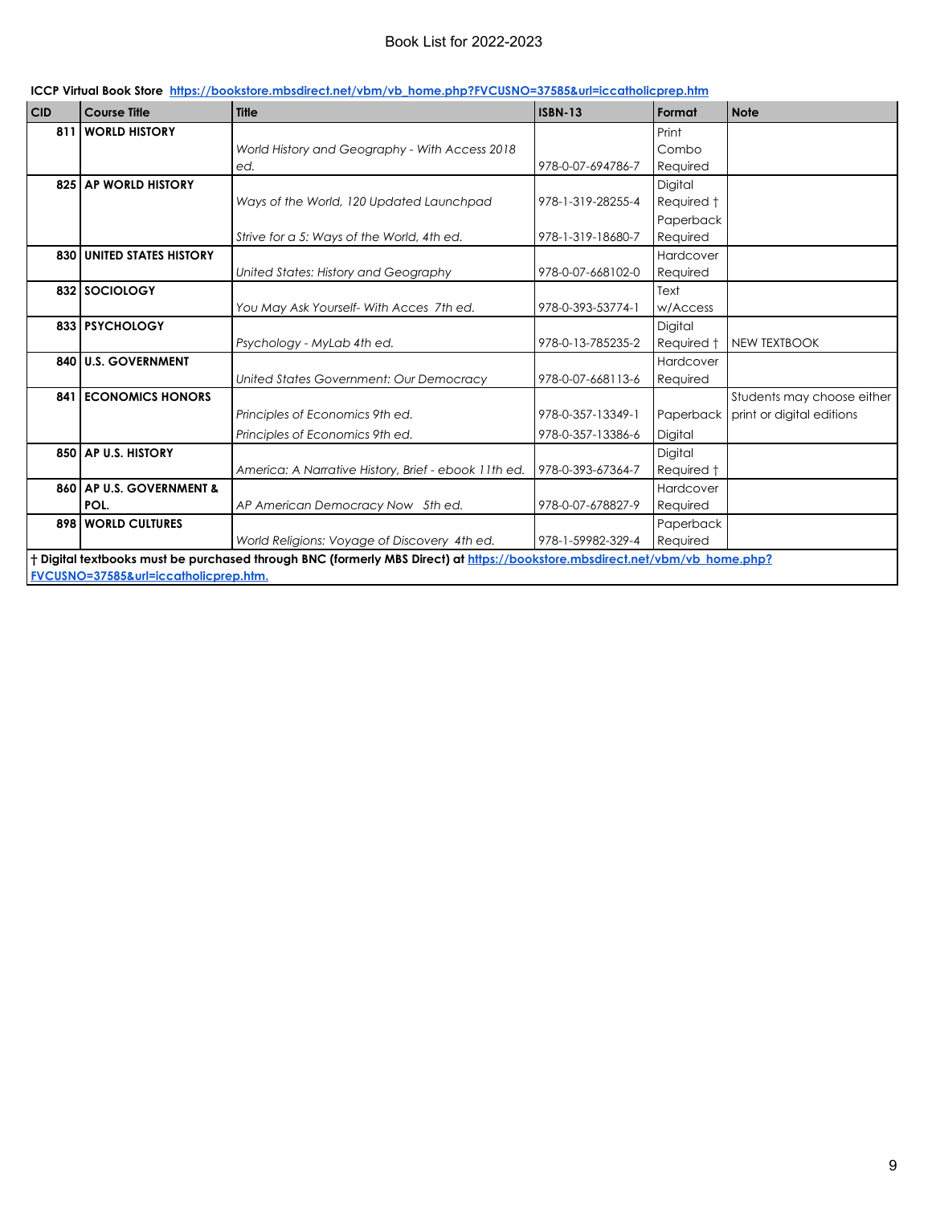# Book List for 2022-2023

**ICCP Virtual Book Store** [https://bookstore.mbsdirect.net/vbm/vb_home.php?FVCUSNO=37585&url=iccatholicprep.htm](https://bookstore.mbsdirect.net/vbm/vb_home.php?FVCUSNO=37585&url=iccatholicprep.htm)

| CID | Course Title | Title | ISBN-13 | Format | Note |
|---|---|---|---|---|---|
| 811 | **WORLD HISTORY** | *World History and Geography - With Access 2018 ed.* | 978-0-07-694786-7 | Print Combo Required | |
| 825 | **AP WORLD HISTORY** | *Ways of the World, 120 Updated Launchpad* | 978-1-319-28255-4 | Digital Required † | |
| | | *Strive for a 5: Ways of the World, 4th ed.* | 978-1-319-18680-7 | Paperback Required | |
| 830 | **UNITED STATES HISTORY** | *United States: History and Geography* | 978-0-07-668102-0 | Hardcover Required | |
| 832 | **SOCIOLOGY** | *You May Ask Yourself- With Acces 7th ed.* | 978-0-393-53774-1 | Text w/Access | |
| 833 | **PSYCHOLOGY** | *Psychology - MyLab 4th ed.* | 978-0-13-785235-2 | Digital Required † | NEW TEXTBOOK |
| 840 | **U.S. GOVERNMENT** | *United States Government: Our Democracy* | 978-0-07-668113-6 | Hardcover Required | |
| 841 | **ECONOMICS HONORS** | *Principles of Economics 9th ed.* | 978-0-357-13349-1 | Paperback | Students may choose either print or digital editions |
| | | *Principles of Economics 9th ed.* | 978-0-357-13386-6 | Digital | |
| 850 | **AP U.S. HISTORY** | *America: A Narrative History, Brief - ebook 11th ed.* | 978-0-393-67364-7 | Digital Required † | |
| 860 | **AP U.S. GOVERNMENT & POL.** | *AP American Democracy Now 5th ed.* | 978-0-07-678827-9 | Hardcover Required | |
| 898 | **WORLD CULTURES** | *World Religions: Voyage of Discovery 4th ed.* | 978-1-59982-329-4 | Paperback Required | |

**† Digital textbooks must be purchased through BNC (formerly MBS Direct) at** [https://bookstore.mbsdirect.net/vbm/vb_home.php?FVCUSNO=37585&url=iccatholicprep.htm.](https://bookstore.mbsdirect.net/vbm/vb_home.php?FVCUSNO=37585&url=iccatholicprep.htm)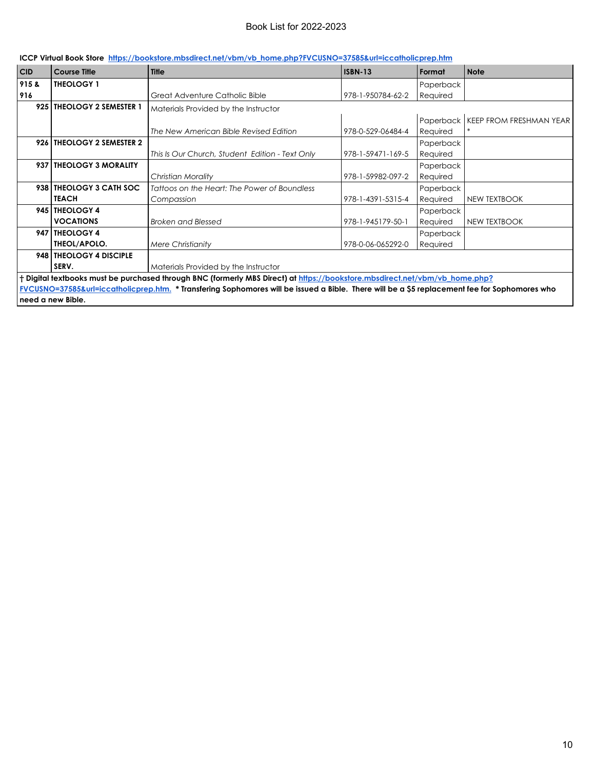Book List for 2022-2023

**ICCP Virtual Book Store** [https://bookstore.mbsdirect.net/vbm/vb_home.php?FVCUSNO=37585&url=iccatholicprep.htm](https://bookstore.mbsdirect.net/vbm/vb_home.php?FVCUSNO=37585&url=iccatholicprep.htm)

| CID | Course Title | Title | ISBN-13 | Format | Note |
|---|---|---|---|---|---|
| 915 & 916 | **THEOLOGY 1** | Great Adventure Catholic Bible | 978-1-950784-62-2 | Paperback Required | |
| 925 | **THEOLOGY 2 SEMESTER 1** | Materials Provided by the Instructor | | | |
| | | *The New American Bible Revised Edition* | 978-0-529-06484-4 | Paperback Required | KEEP FROM FRESHMAN YEAR * |
| 926 | **THEOLOGY 2 SEMESTER 2** | *This Is Our Church, Student Edition - Text Only* | 978-1-59471-169-5 | Paperback Required | |
| 937 | **THEOLOGY 3 MORALITY** | *Christian Morality* | 978-1-59982-097-2 | Paperback Required | |
| 938 | **THEOLOGY 3 CATH SOC TEACH** | *Tattoos on the Heart: The Power of Boundless Compassion* | 978-1-4391-5315-4 | Paperback Required | NEW TEXTBOOK |
| 945 | **THEOLOGY 4 VOCATIONS** | *Broken and Blessed* | 978-1-945179-50-1 | Paperback Required | NEW TEXTBOOK |
| 947 | **THEOLOGY 4 THEOL/APOLO.** | *Mere Christianity* | 978-0-06-065292-0 | Paperback Required | |
| 948 | **THEOLOGY 4 DISCIPLE SERV.** | Materials Provided by the Instructor | | | |

**† Digital textbooks must be purchased through BNC (formerly MBS Direct) at [https://bookstore.mbsdirect.net/vbm/vb_home.php?FVCUSNO=37585&url=iccatholicprep.htm](https://bookstore.mbsdirect.net/vbm/vb_home.php?FVCUSNO=37585&url=iccatholicprep.htm). * Transfering Sophomores will be issued a Bible. There will be a $5 replacement fee for Sophomores who need a new Bible.**